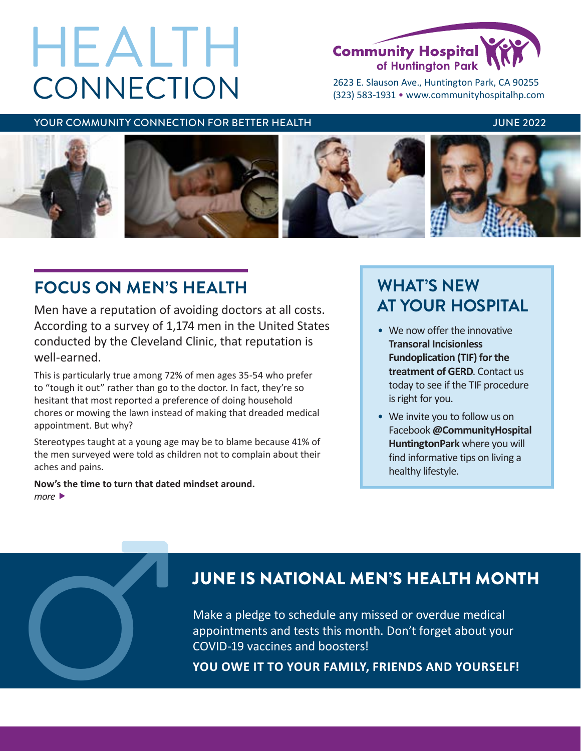# HEALTH CONNECTION

**Community Hospital of Huntington Park**

2623 E. Slauson Ave., Huntington Park, CA 90255
(323) 583-1931 • www.communityhospitalhp.com

YOUR COMMUNITY CONNECTION FOR BETTER HEALTH — JUNE 2022

## FOCUS ON MEN'S HEALTH

Men have a reputation of avoiding doctors at all costs. According to a survey of 1,174 men in the United States conducted by the Cleveland Clinic, that reputation is well-earned.

This is particularly true among 72% of men ages 35-54 who prefer to "tough it out" rather than go to the doctor. In fact, they're so hesitant that most reported a preference of doing household chores or mowing the lawn instead of making that dreaded medical appointment. But why?

Stereotypes taught at a young age may be to blame because 41% of the men surveyed were told as children not to complain about their aches and pains.

**Now's the time to turn that dated mindset around.**

*more* ▶

## WHAT'S NEW AT YOUR HOSPITAL

- We now offer the innovative **Transoral Incisionless Fundoplication (TIF) for the treatment of GERD**. Contact us today to see if the TIF procedure is right for you.
- We invite you to follow us on Facebook **@CommunityHospital HuntingtonPark** where you will find informative tips on living a healthy lifestyle.

## JUNE IS NATIONAL MEN'S HEALTH MONTH

Make a pledge to schedule any missed or overdue medical appointments and tests this month. Don't forget about your COVID-19 vaccines and boosters!

**YOU OWE IT TO YOUR FAMILY, FRIENDS AND YOURSELF!**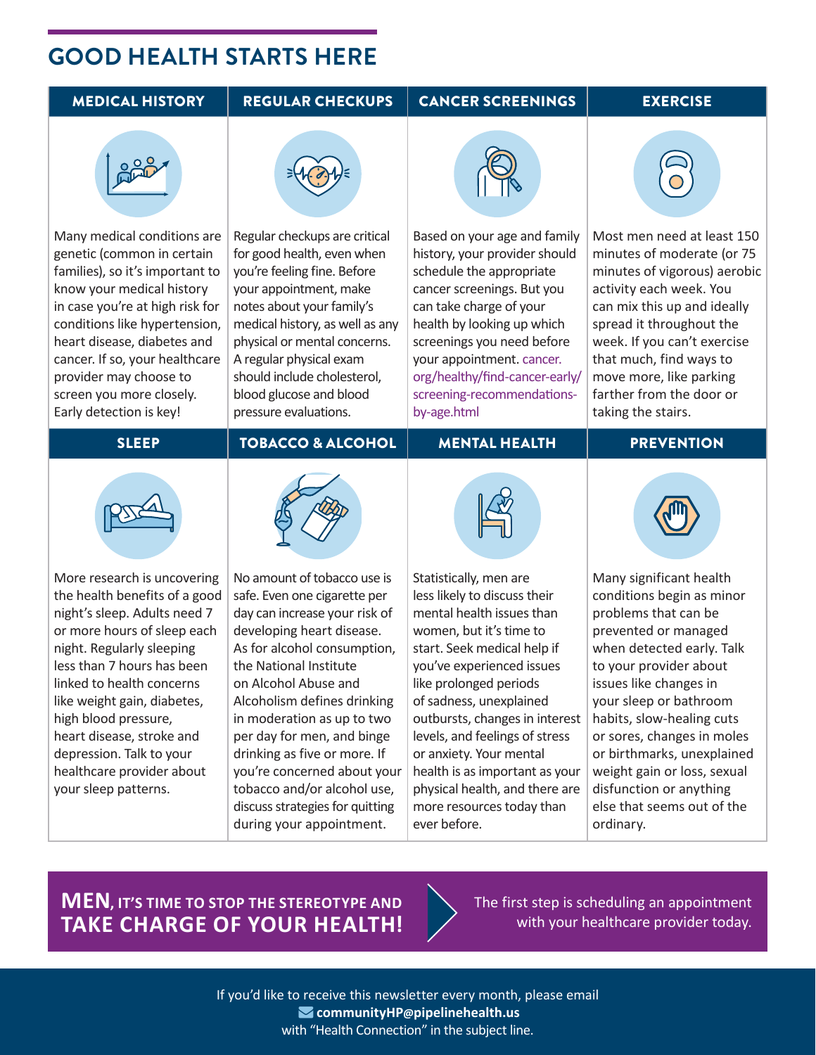# GOOD HEALTH STARTS HERE

## MEDICAL HISTORY

Many medical conditions are genetic (common in certain families), so it's important to know your medical history in case you're at high risk for conditions like hypertension, heart disease, diabetes and cancer. If so, your healthcare provider may choose to screen you more closely. Early detection is key!

## REGULAR CHECKUPS

Regular checkups are critical for good health, even when you're feeling fine. Before your appointment, make notes about your family's medical history, as well as any physical or mental concerns. A regular physical exam should include cholesterol, blood glucose and blood pressure evaluations.

## CANCER SCREENINGS

Based on your age and family history, your provider should schedule the appropriate cancer screenings. But you can take charge of your health by looking up which screenings you need before your appointment. cancer.org/healthy/find-cancer-early/screening-recommendations-by-age.html

## EXERCISE

Most men need at least 150 minutes of moderate (or 75 minutes of vigorous) aerobic activity each week. You can mix this up and ideally spread it throughout the week. If you can't exercise that much, find ways to move more, like parking farther from the door or taking the stairs.

## SLEEP

More research is uncovering the health benefits of a good night's sleep. Adults need 7 or more hours of sleep each night. Regularly sleeping less than 7 hours has been linked to health concerns like weight gain, diabetes, high blood pressure, heart disease, stroke and depression. Talk to your healthcare provider about your sleep patterns.

## TOBACCO & ALCOHOL

No amount of tobacco use is safe. Even one cigarette per day can increase your risk of developing heart disease. As for alcohol consumption, the National Institute on Alcohol Abuse and Alcoholism defines drinking in moderation as up to two per day for men, and binge drinking as five or more. If you're concerned about your tobacco and/or alcohol use, discuss strategies for quitting during your appointment.

## MENTAL HEALTH

Statistically, men are less likely to discuss their mental health issues than women, but it's time to start. Seek medical help if you've experienced issues like prolonged periods of sadness, unexplained outbursts, changes in interest levels, and feelings of stress or anxiety. Your mental health is as important as your physical health, and there are more resources today than ever before.

## PREVENTION

Many significant health conditions begin as minor problems that can be prevented or managed when detected early. Talk to your provider about issues like changes in your sleep or bathroom habits, slow-healing cuts or sores, changes in moles or birthmarks, unexplained weight gain or loss, sexual disfunction or anything else that seems out of the ordinary.

**MEN, IT'S TIME TO STOP THE STEREOTYPE AND TAKE CHARGE OF YOUR HEALTH!**

The first step is scheduling an appointment with your healthcare provider today.

If you'd like to receive this newsletter every month, please email **communityHP@pipelinehealth.us** with "Health Connection" in the subject line.